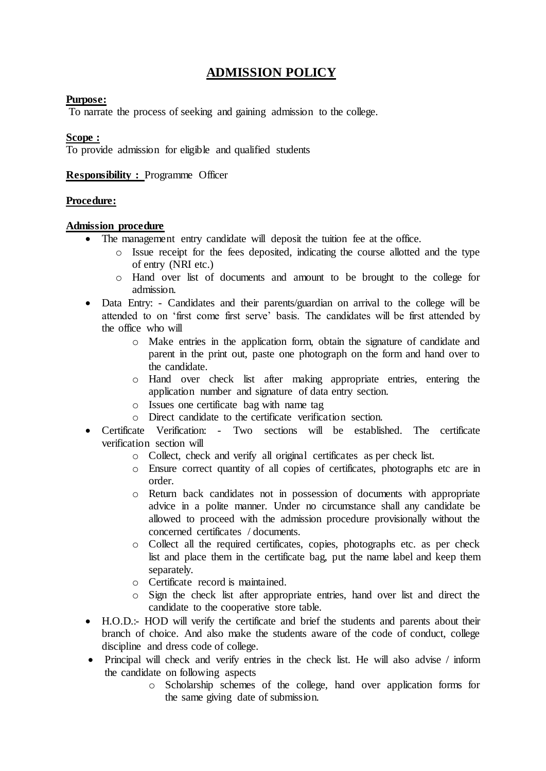# ADMISSION POLICY

**Purpose:**
To narrate the process of seeking and gaining admission to the college.

**Scope :**
To provide admission for eligible and qualified students

**Responsibility :** Programme Officer

**Procedure:**

**Admission procedure**

- The management entry candidate will deposit the tuition fee at the office.
  - Issue receipt for the fees deposited, indicating the course allotted and the type of entry (NRI etc.)
  - Hand over list of documents and amount to be brought to the college for admission.
- Data Entry: - Candidates and their parents/guardian on arrival to the college will be attended to on 'first come first serve' basis. The candidates will be first attended by the office who will
  - Make entries in the application form, obtain the signature of candidate and parent in the print out, paste one photograph on the form and hand over to the candidate.
  - Hand over check list after making appropriate entries, entering the application number and signature of data entry section.
  - Issues one certificate bag with name tag
  - Direct candidate to the certificate verification section.
- Certificate Verification: - Two sections will be established. The certificate verification section will
  - Collect, check and verify all original certificates as per check list.
  - Ensure correct quantity of all copies of certificates, photographs etc are in order.
  - Return back candidates not in possession of documents with appropriate advice in a polite manner. Under no circumstance shall any candidate be allowed to proceed with the admission procedure provisionally without the concerned certificates / documents.
  - Collect all the required certificates, copies, photographs etc. as per check list and place them in the certificate bag, put the name label and keep them separately.
  - Certificate record is maintained.
  - Sign the check list after appropriate entries, hand over list and direct the candidate to the cooperative store table.
- H.O.D.:- HOD will verify the certificate and brief the students and parents about their branch of choice. And also make the students aware of the code of conduct, college discipline and dress code of college.
- Principal will check and verify entries in the check list. He will also advise / inform the candidate on following aspects
  - Scholarship schemes of the college, hand over application forms for the same giving date of submission.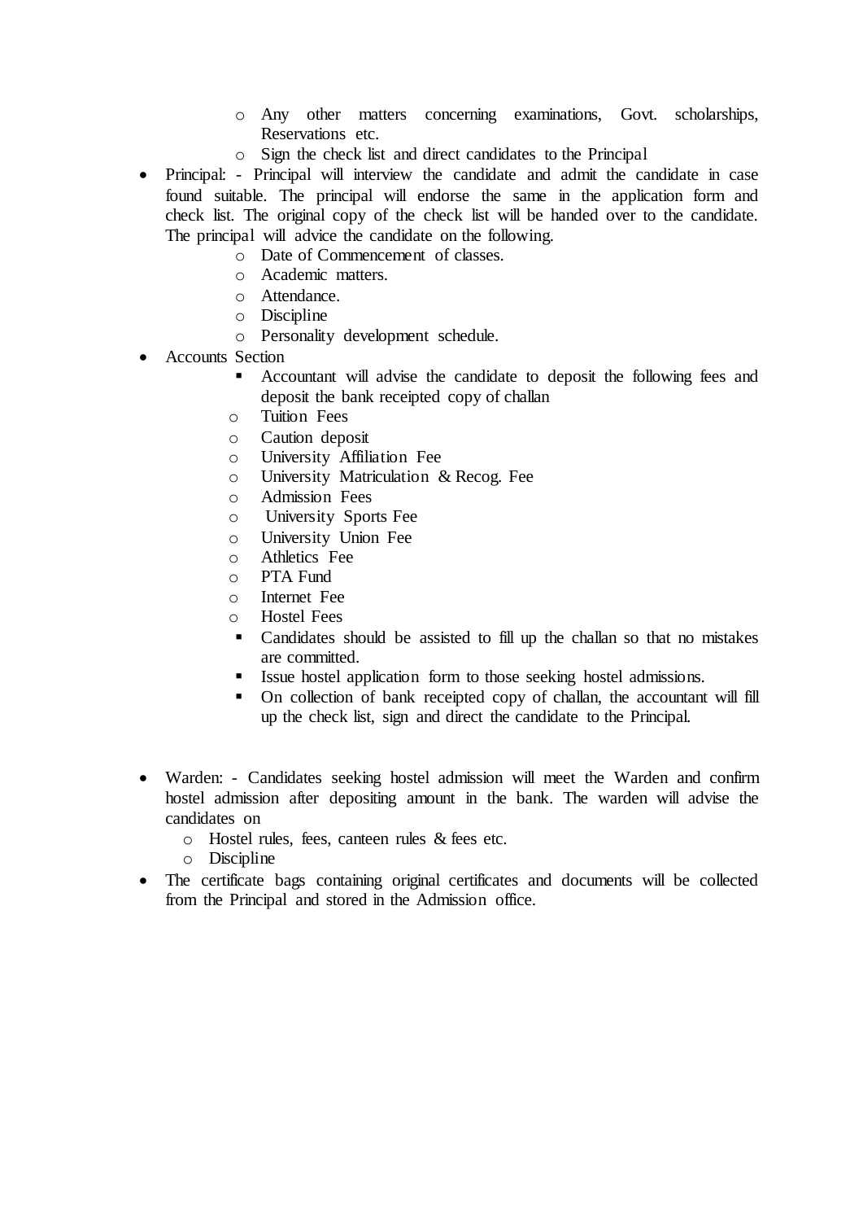- Any other matters concerning examinations, Govt. scholarships, Reservations etc.
  - Sign the check list and direct candidates to the Principal
- Principal: - Principal will interview the candidate and admit the candidate in case found suitable. The principal will endorse the same in the application form and check list. The original copy of the check list will be handed over to the candidate. The principal will advice the candidate on the following.
  - Date of Commencement of classes.
  - Academic matters.
  - Attendance.
  - Discipline
  - Personality development schedule.
- Accounts Section
  - Accountant will advise the candidate to deposit the following fees and deposit the bank receipted copy of challan
  - Tuition Fees
  - Caution deposit
  - University Affiliation Fee
  - University Matriculation & Recog. Fee
  - Admission Fees
  - University Sports Fee
  - University Union Fee
  - Athletics Fee
  - PTA Fund
  - Internet Fee
  - Hostel Fees
  - Candidates should be assisted to fill up the challan so that no mistakes are committed.
  - Issue hostel application form to those seeking hostel admissions.
  - On collection of bank receipted copy of challan, the accountant will fill up the check list, sign and direct the candidate to the Principal.

- Warden: - Candidates seeking hostel admission will meet the Warden and confirm hostel admission after depositing amount in the bank. The warden will advise the candidates on
  - Hostel rules, fees, canteen rules & fees etc.
  - Discipline
- The certificate bags containing original certificates and documents will be collected from the Principal and stored in the Admission office.